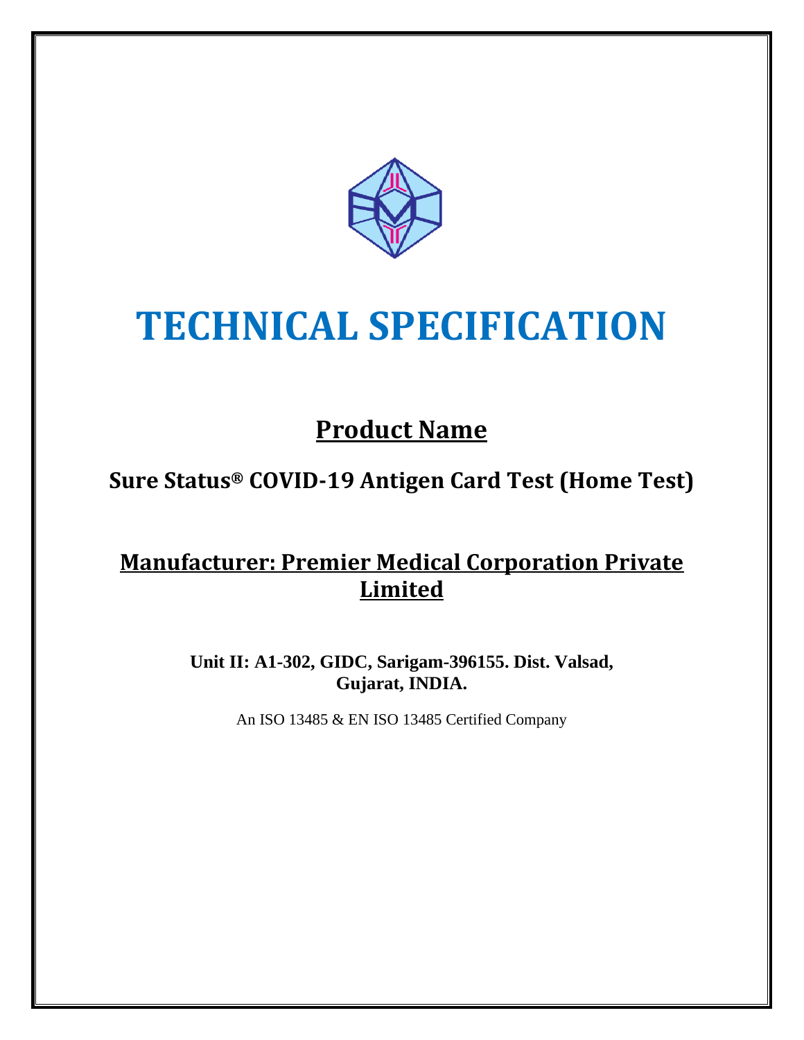# TECHNICAL SPECIFICATION

## Product Name

### Sure Status® COVID-19 Antigen Card Test (Home Test)

## Manufacturer: Premier Medical Corporation Private Limited

**Unit II: A1-302, GIDC, Sarigam-396155. Dist. Valsad, Gujarat, INDIA.**

An ISO 13485 & EN ISO 13485 Certified Company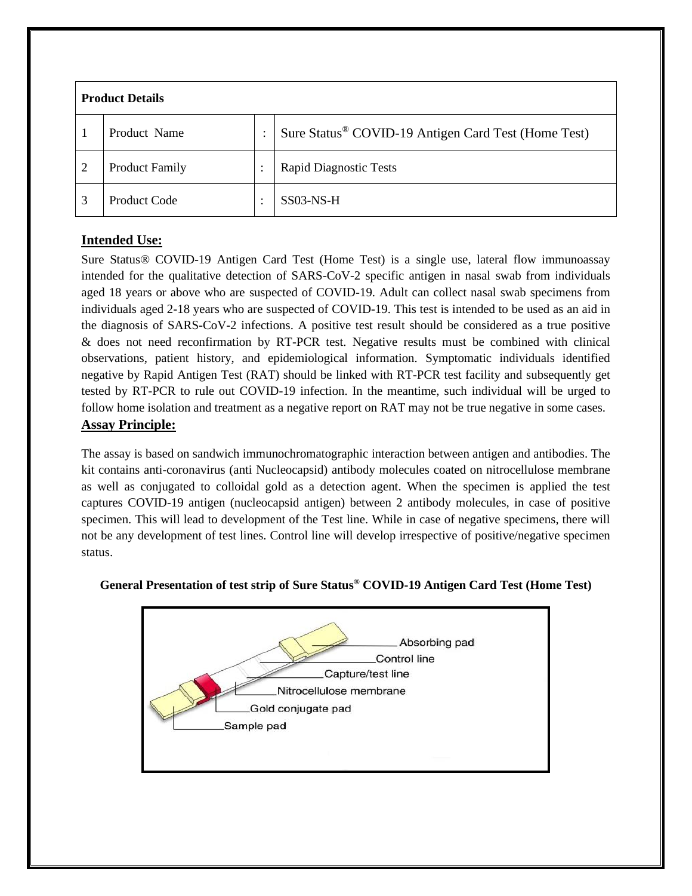| Product Details | | | |
|---|---|---|---|
| 1 | Product Name | : | Sure Status® COVID-19 Antigen Card Test (Home Test) |
| 2 | Product Family | : | Rapid Diagnostic Tests |
| 3 | Product Code | : | SS03-NS-H |

## Intended Use:

Sure Status® COVID-19 Antigen Card Test (Home Test) is a single use, lateral flow immunoassay intended for the qualitative detection of SARS-CoV-2 specific antigen in nasal swab from individuals aged 18 years or above who are suspected of COVID-19. Adult can collect nasal swab specimens from individuals aged 2-18 years who are suspected of COVID-19. This test is intended to be used as an aid in the diagnosis of SARS-CoV-2 infections. A positive test result should be considered as a true positive & does not need reconfirmation by RT-PCR test. Negative results must be combined with clinical observations, patient history, and epidemiological information. Symptomatic individuals identified negative by Rapid Antigen Test (RAT) should be linked with RT-PCR test facility and subsequently get tested by RT-PCR to rule out COVID-19 infection. In the meantime, such individual will be urged to follow home isolation and treatment as a negative report on RAT may not be true negative in some cases.

## Assay Principle:

The assay is based on sandwich immunochromatographic interaction between antigen and antibodies. The kit contains anti-coronavirus (anti Nucleocapsid) antibody molecules coated on nitrocellulose membrane as well as conjugated to colloidal gold as a detection agent. When the specimen is applied the test captures COVID-19 antigen (nucleocapsid antigen) between 2 antibody molecules, in case of positive specimen. This will lead to development of the Test line. While in case of negative specimens, there will not be any development of test lines. Control line will develop irrespective of positive/negative specimen status.

**General Presentation of test strip of Sure Status® COVID-19 Antigen Card Test (Home Test)**

Absorbing pad

Control line

Capture/test line

Nitrocellulose membrane

Gold conjugate pad

Sample pad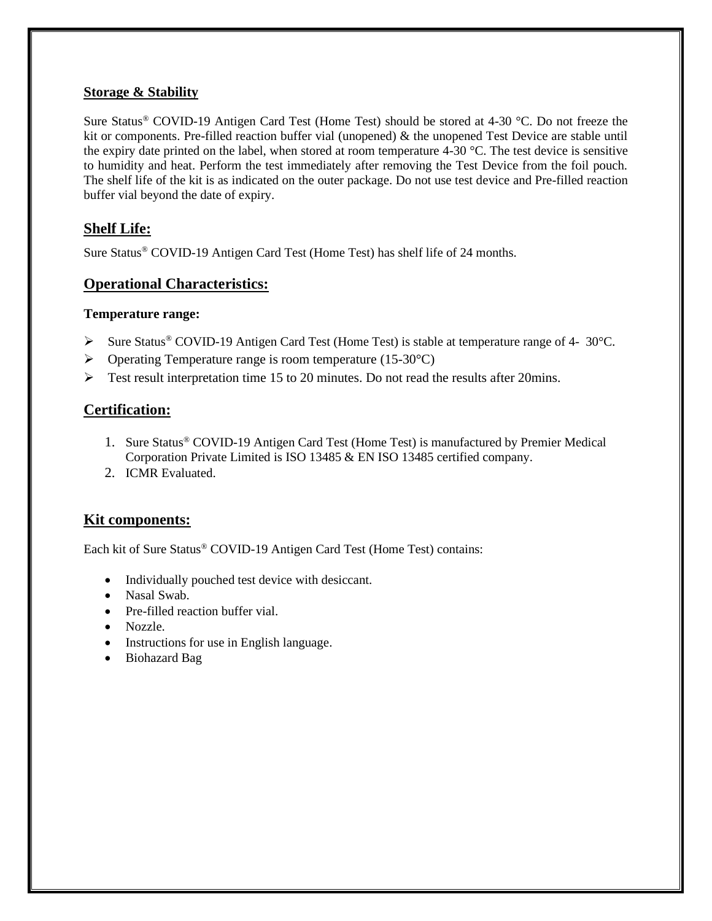## Storage & Stability

Sure Status® COVID-19 Antigen Card Test (Home Test) should be stored at 4-30 °C. Do not freeze the kit or components. Pre-filled reaction buffer vial (unopened) & the unopened Test Device are stable until the expiry date printed on the label, when stored at room temperature 4-30 °C. The test device is sensitive to humidity and heat. Perform the test immediately after removing the Test Device from the foil pouch. The shelf life of the kit is as indicated on the outer package. Do not use test device and Pre-filled reaction buffer vial beyond the date of expiry.

## Shelf Life:

Sure Status® COVID-19 Antigen Card Test (Home Test) has shelf life of 24 months.

## Operational Characteristics:

### Temperature range:

- Sure Status® COVID-19 Antigen Card Test (Home Test) is stable at temperature range of 4- 30°C.
- Operating Temperature range is room temperature (15-30°C)
- Test result interpretation time 15 to 20 minutes. Do not read the results after 20mins.

## Certification:

1. Sure Status® COVID-19 Antigen Card Test (Home Test) is manufactured by Premier Medical Corporation Private Limited is ISO 13485 & EN ISO 13485 certified company.
2. ICMR Evaluated.

## Kit components:

Each kit of Sure Status® COVID-19 Antigen Card Test (Home Test) contains:

- Individually pouched test device with desiccant.
- Nasal Swab.
- Pre-filled reaction buffer vial.
- Nozzle.
- Instructions for use in English language.
- Biohazard Bag